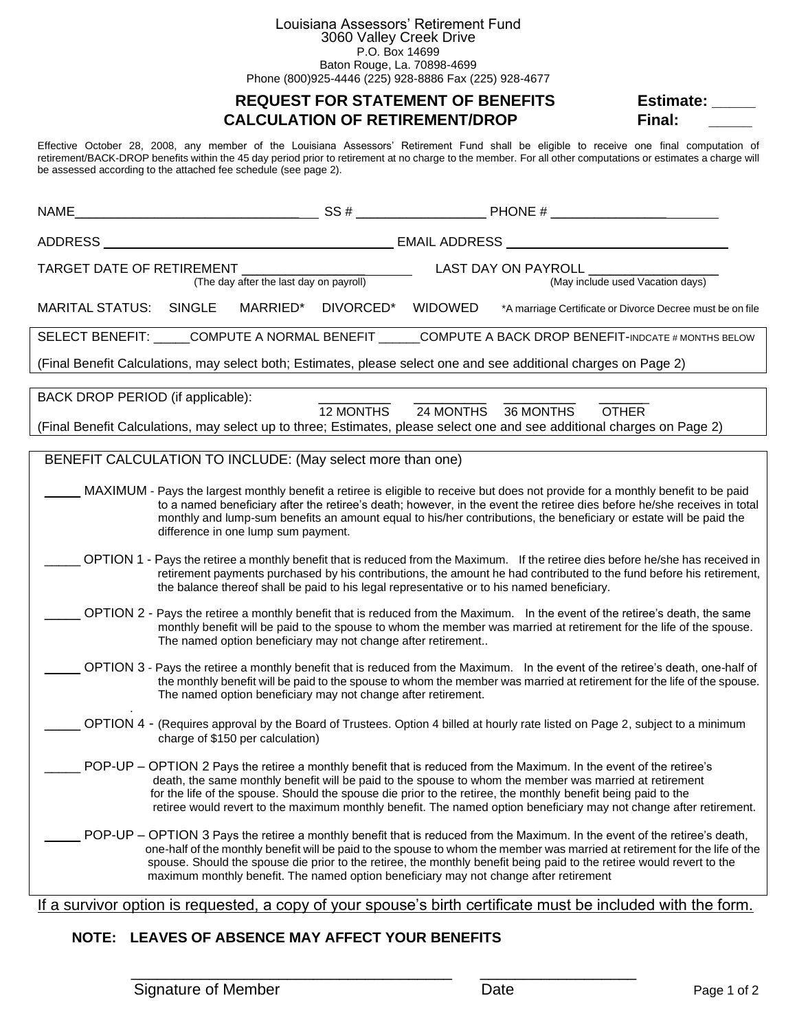Louisiana Assessors' Retirement Fund
3060 Valley Creek Drive
P.O. Box 14699
Baton Rouge, La. 70898-4699
Phone (800)925-4446 (225) 928-8886 Fax (225) 928-4677

## REQUEST FOR STATEMENT OF BENEFITS
## CALCULATION OF RETIREMENT/DROP

**Estimate:** _____
**Final:** _____

Effective October 28, 2008, any member of the Louisiana Assessors' Retirement Fund shall be eligible to receive one final computation of retirement/BACK-DROP benefits within the 45 day period prior to retirement at no charge to the member. For all other computations or estimates a charge will be assessed according to the attached fee schedule (see page 2).

NAME________________________________ SS # _________________ PHONE # _______________________

ADDRESS ________________________________________ EMAIL ADDRESS ______________________________

TARGET DATE OF RETIREMENT ______________________ LAST DAY ON PAYROLL _________________
(The day after the last day on payroll) (May include used Vacation days)

MARITAL STATUS: SINGLE MARRIED* DIVORCED* WIDOWED *A marriage Certificate or Divorce Decree must be on file

SELECT BENEFIT: _____COMPUTE A NORMAL BENEFIT ______COMPUTE A BACK DROP BENEFIT-INDCATE # MONTHS BELOW

(Final Benefit Calculations, may select both; Estimates, please select one and see additional charges on Page 2)

BACK DROP PERIOD (if applicable): _________ 12 MONTHS _________ 24 MONTHS _________ 36 MONTHS _______ OTHER

(Final Benefit Calculations, may select up to three; Estimates, please select one and see additional charges on Page 2)

BENEFIT CALCULATION TO INCLUDE: (May select more than one)

_____ MAXIMUM - Pays the largest monthly benefit a retiree is eligible to receive but does not provide for a monthly benefit to be paid to a named beneficiary after the retiree's death; however, in the event the retiree dies before he/she receives in total monthly and lump-sum benefits an amount equal to his/her contributions, the beneficiary or estate will be paid the difference in one lump sum payment.

_____ OPTION 1 - Pays the retiree a monthly benefit that is reduced from the Maximum. If the retiree dies before he/she has received in retirement payments purchased by his contributions, the amount he had contributed to the fund before his retirement, the balance thereof shall be paid to his legal representative or to his named beneficiary.

_____ OPTION 2 - Pays the retiree a monthly benefit that is reduced from the Maximum. In the event of the retiree's death, the same monthly benefit will be paid to the spouse to whom the member was married at retirement for the life of the spouse. The named option beneficiary may not change after retirement..

_____ OPTION 3 - Pays the retiree a monthly benefit that is reduced from the Maximum. In the event of the retiree's death, one-half of the monthly benefit will be paid to the spouse to whom the member was married at retirement for the life of the spouse. The named option beneficiary may not change after retirement.

_____ OPTION 4 - (Requires approval by the Board of Trustees. Option 4 billed at hourly rate listed on Page 2, subject to a minimum charge of $150 per calculation)

_____ POP-UP – OPTION 2 Pays the retiree a monthly benefit that is reduced from the Maximum. In the event of the retiree's death, the same monthly benefit will be paid to the spouse to whom the member was married at retirement for the life of the spouse. Should the spouse die prior to the retiree, the monthly benefit being paid to the retiree would revert to the maximum monthly benefit. The named option beneficiary may not change after retirement.

_____ POP-UP – OPTION 3 Pays the retiree a monthly benefit that is reduced from the Maximum. In the event of the retiree's death, one-half of the monthly benefit will be paid to the spouse to whom the member was married at retirement for the life of the spouse. Should the spouse die prior to the retiree, the monthly benefit being paid to the retiree would revert to the maximum monthly benefit. The named option beneficiary may not change after retirement

<u>If a survivor option is requested, a copy of your spouse's birth certificate must be included with the form.</u>

**NOTE: LEAVES OF ABSENCE MAY AFFECT YOUR BENEFITS**

______________________________________ __________________
Signature of Member Date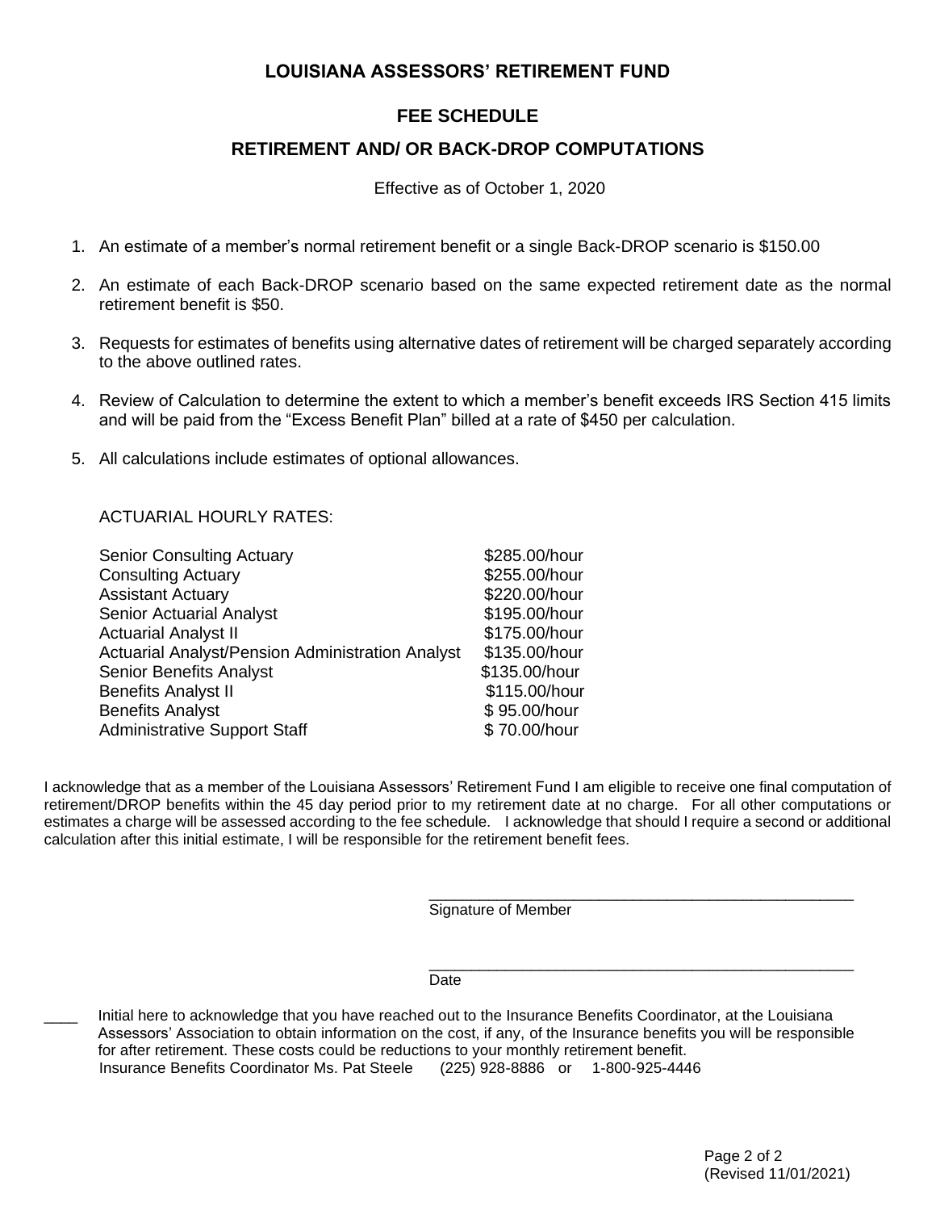# LOUISIANA ASSESSORS' RETIREMENT FUND

## FEE SCHEDULE

## RETIREMENT AND/ OR BACK-DROP COMPUTATIONS

Effective as of October 1, 2020

1. An estimate of a member's normal retirement benefit or a single Back-DROP scenario is $150.00
2. An estimate of each Back-DROP scenario based on the same expected retirement date as the normal retirement benefit is $50.
3. Requests for estimates of benefits using alternative dates of retirement will be charged separately according to the above outlined rates.
4. Review of Calculation to determine the extent to which a member's benefit exceeds IRS Section 415 limits and will be paid from the "Excess Benefit Plan" billed at a rate of $450 per calculation.
5. All calculations include estimates of optional allowances.

ACTUARIAL HOURLY RATES:

| | |
|---|---|
| Senior Consulting Actuary | $285.00/hour |
| Consulting Actuary | $255.00/hour |
| Assistant Actuary | $220.00/hour |
| Senior Actuarial Analyst | $195.00/hour |
| Actuarial Analyst II | $175.00/hour |
| Actuarial Analyst/Pension Administration Analyst | $135.00/hour |
| Senior Benefits Analyst | $135.00/hour |
| Benefits Analyst II | $115.00/hour |
| Benefits Analyst | $ 95.00/hour |
| Administrative Support Staff | $ 70.00/hour |

I acknowledge that as a member of the Louisiana Assessors' Retirement Fund I am eligible to receive one final computation of retirement/DROP benefits within the 45 day period prior to my retirement date at no charge. For all other computations or estimates a charge will be assessed according to the fee schedule. I acknowledge that should I require a second or additional calculation after this initial estimate, I will be responsible for the retirement benefit fees.

\_\_\_\_\_\_\_\_\_\_\_\_\_\_\_\_\_\_\_\_\_\_\_\_\_\_\_\_\_\_\_\_\_\_\_\_\_\_\_\_\_\_\_\_\_\_
Signature of Member

\_\_\_\_\_\_\_\_\_\_\_\_\_\_\_\_\_\_\_\_\_\_\_\_\_\_\_\_\_\_\_\_\_\_\_\_\_\_\_\_\_\_\_\_\_\_
Date

\_\_\_\_ Initial here to acknowledge that you have reached out to the Insurance Benefits Coordinator, at the Louisiana Assessors' Association to obtain information on the cost, if any, of the Insurance benefits you will be responsible for after retirement. These costs could be reductions to your monthly retirement benefit.
Insurance Benefits Coordinator Ms. Pat Steele (225) 928-8886 or 1-800-925-4446

(Revised 11/01/2021)